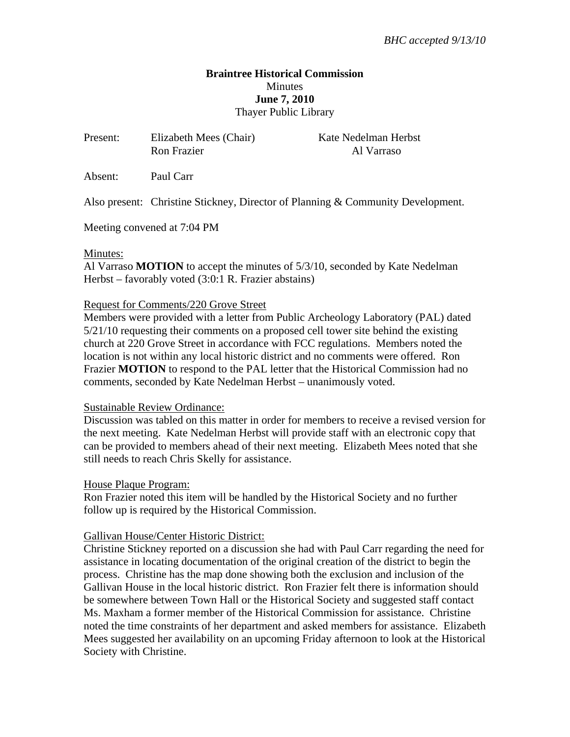*BHC accepted 9/13/10*

**Braintree Historical Commission**
Minutes
**June 7, 2010**
Thayer Public Library

Present: Elizabeth Mees (Chair), Kate Nedelman Herbst, Ron Frazier, Al Varraso

Absent: Paul Carr

Also present: Christine Stickney, Director of Planning & Community Development.

Meeting convened at 7:04 PM

Minutes:
Al Varraso **MOTION** to accept the minutes of 5/3/10, seconded by Kate Nedelman Herbst – favorably voted (3:0:1 R. Frazier abstains)

Request for Comments/220 Grove Street
Members were provided with a letter from Public Archeology Laboratory (PAL) dated 5/21/10 requesting their comments on a proposed cell tower site behind the existing church at 220 Grove Street in accordance with FCC regulations. Members noted the location is not within any local historic district and no comments were offered. Ron Frazier **MOTION** to respond to the PAL letter that the Historical Commission had no comments, seconded by Kate Nedelman Herbst – unanimously voted.

Sustainable Review Ordinance:
Discussion was tabled on this matter in order for members to receive a revised version for the next meeting. Kate Nedelman Herbst will provide staff with an electronic copy that can be provided to members ahead of their next meeting. Elizabeth Mees noted that she still needs to reach Chris Skelly for assistance.

House Plaque Program:
Ron Frazier noted this item will be handled by the Historical Society and no further follow up is required by the Historical Commission.

Gallivan House/Center Historic District:
Christine Stickney reported on a discussion she had with Paul Carr regarding the need for assistance in locating documentation of the original creation of the district to begin the process. Christine has the map done showing both the exclusion and inclusion of the Gallivan House in the local historic district. Ron Frazier felt there is information should be somewhere between Town Hall or the Historical Society and suggested staff contact Ms. Maxham a former member of the Historical Commission for assistance. Christine noted the time constraints of her department and asked members for assistance. Elizabeth Mees suggested her availability on an upcoming Friday afternoon to look at the Historical Society with Christine.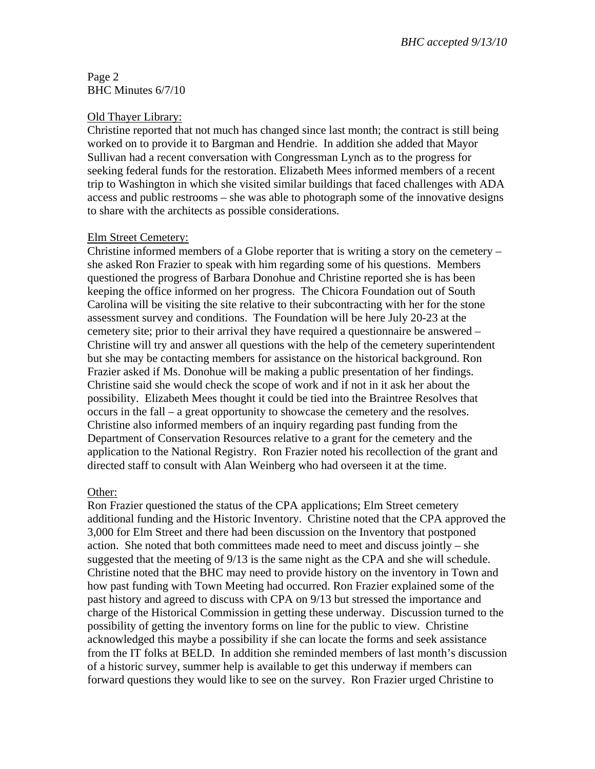Old Thayer Library:
Christine reported that not much has changed since last month; the contract is still being worked on to provide it to Bargman and Hendrie. In addition she added that Mayor Sullivan had a recent conversation with Congressman Lynch as to the progress for seeking federal funds for the restoration. Elizabeth Mees informed members of a recent trip to Washington in which she visited similar buildings that faced challenges with ADA access and public restrooms – she was able to photograph some of the innovative designs to share with the architects as possible considerations.

Elm Street Cemetery:
Christine informed members of a Globe reporter that is writing a story on the cemetery – she asked Ron Frazier to speak with him regarding some of his questions. Members questioned the progress of Barbara Donohue and Christine reported she is has been keeping the office informed on her progress. The Chicora Foundation out of South Carolina will be visiting the site relative to their subcontracting with her for the stone assessment survey and conditions. The Foundation will be here July 20-23 at the cemetery site; prior to their arrival they have required a questionnaire be answered – Christine will try and answer all questions with the help of the cemetery superintendent but she may be contacting members for assistance on the historical background. Ron Frazier asked if Ms. Donohue will be making a public presentation of her findings. Christine said she would check the scope of work and if not in it ask her about the possibility. Elizabeth Mees thought it could be tied into the Braintree Resolves that occurs in the fall – a great opportunity to showcase the cemetery and the resolves. Christine also informed members of an inquiry regarding past funding from the Department of Conservation Resources relative to a grant for the cemetery and the application to the National Registry. Ron Frazier noted his recollection of the grant and directed staff to consult with Alan Weinberg who had overseen it at the time.

Other:
Ron Frazier questioned the status of the CPA applications; Elm Street cemetery additional funding and the Historic Inventory. Christine noted that the CPA approved the 3,000 for Elm Street and there had been discussion on the Inventory that postponed action. She noted that both committees made need to meet and discuss jointly – she suggested that the meeting of 9/13 is the same night as the CPA and she will schedule. Christine noted that the BHC may need to provide history on the inventory in Town and how past funding with Town Meeting had occurred. Ron Frazier explained some of the past history and agreed to discuss with CPA on 9/13 but stressed the importance and charge of the Historical Commission in getting these underway. Discussion turned to the possibility of getting the inventory forms on line for the public to view. Christine acknowledged this maybe a possibility if she can locate the forms and seek assistance from the IT folks at BELD. In addition she reminded members of last month's discussion of a historic survey, summer help is available to get this underway if members can forward questions they would like to see on the survey. Ron Frazier urged Christine to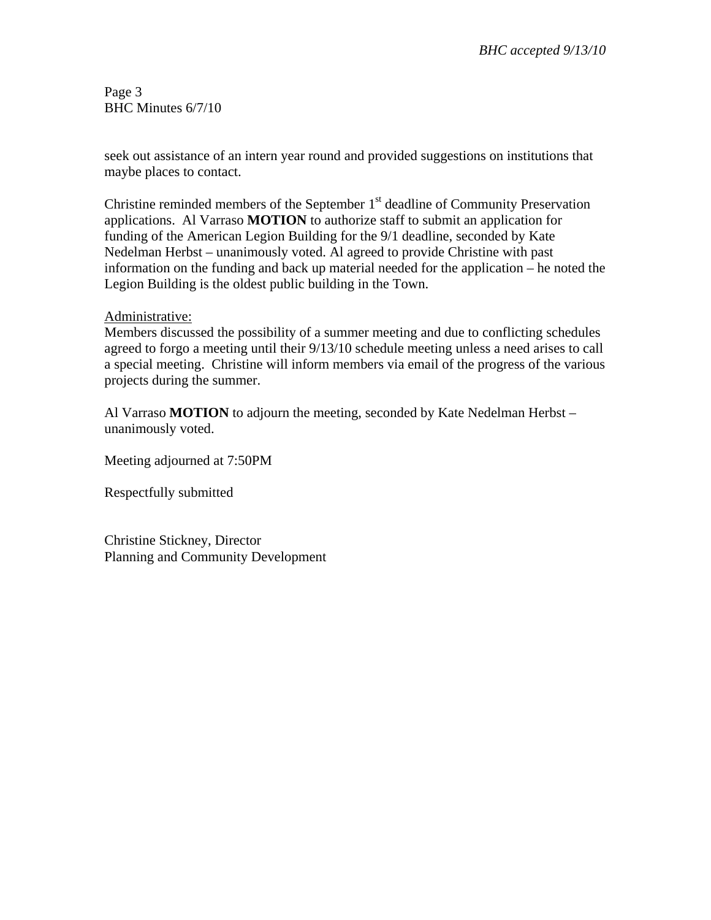seek out assistance of an intern year round and provided suggestions on institutions that maybe places to contact.

Christine reminded members of the September 1st deadline of Community Preservation applications. Al Varraso **MOTION** to authorize staff to submit an application for funding of the American Legion Building for the 9/1 deadline, seconded by Kate Nedelman Herbst – unanimously voted. Al agreed to provide Christine with past information on the funding and back up material needed for the application – he noted the Legion Building is the oldest public building in the Town.

Administrative:

Members discussed the possibility of a summer meeting and due to conflicting schedules agreed to forgo a meeting until their 9/13/10 schedule meeting unless a need arises to call a special meeting. Christine will inform members via email of the progress of the various projects during the summer.

Al Varraso **MOTION** to adjourn the meeting, seconded by Kate Nedelman Herbst – unanimously voted.

Meeting adjourned at 7:50PM

Respectfully submitted

Christine Stickney, Director
Planning and Community Development